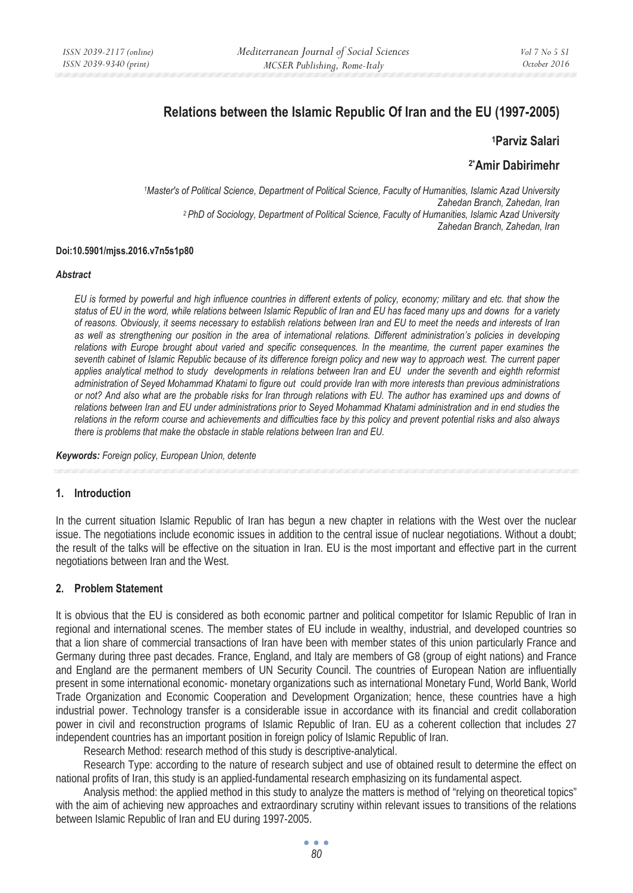# Relations between the Islamic Republic Of Iran and the EU (1997-2005)

**[1]Parviz Salari**

**[2*]Amir Dabirimehr**

*[1]Master's of Political Science, Department of Political Science, Faculty of Humanities, Islamic Azad University Zahedan Branch, Zahedan, Iran*
*[2] PhD of Sociology, Department of Political Science, Faculty of Humanities, Islamic Azad University Zahedan Branch, Zahedan, Iran*

**Doi:10.5901/mjss.2016.v7n5s1p80**

### *Abstract*

*EU is formed by powerful and high influence countries in different extents of policy, economy; military and etc. that show the status of EU in the word, while relations between Islamic Republic of Iran and EU has faced many ups and downs for a variety of reasons. Obviously, it seems necessary to establish relations between Iran and EU to meet the needs and interests of Iran as well as strengthening our position in the area of international relations. Different administration's policies in developing relations with Europe brought about varied and specific consequences. In the meantime, the current paper examines the seventh cabinet of Islamic Republic because of its difference foreign policy and new way to approach west. The current paper applies analytical method to study developments in relations between Iran and EU under the seventh and eighth reformist administration of Seyed Mohammad Khatami to figure out could provide Iran with more interests than previous administrations or not? And also what are the probable risks for Iran through relations with EU. The author has examined ups and downs of relations between Iran and EU under administrations prior to Seyed Mohammad Khatami administration and in end studies the relations in the reform course and achievements and difficulties face by this policy and prevent potential risks and also always there is problems that make the obstacle in stable relations between Iran and EU.*

***Keywords:*** *Foreign policy, European Union, detente*

## 1. Introduction

In the current situation Islamic Republic of Iran has begun a new chapter in relations with the West over the nuclear issue. The negotiations include economic issues in addition to the central issue of nuclear negotiations. Without a doubt; the result of the talks will be effective on the situation in Iran. EU is the most important and effective part in the current negotiations between Iran and the West.

## 2. Problem Statement

It is obvious that the EU is considered as both economic partner and political competitor for Islamic Republic of Iran in regional and international scenes. The member states of EU include in wealthy, industrial, and developed countries so that a lion share of commercial transactions of Iran have been with member states of this union particularly France and Germany during three past decades. France, England, and Italy are members of G8 (group of eight nations) and France and England are the permanent members of UN Security Council. The countries of European Nation are influentially present in some international economic- monetary organizations such as international Monetary Fund, World Bank, World Trade Organization and Economic Cooperation and Development Organization; hence, these countries have a high industrial power. Technology transfer is a considerable issue in accordance with its financial and credit collaboration power in civil and reconstruction programs of Islamic Republic of Iran. EU as a coherent collection that includes 27 independent countries has an important position in foreign policy of Islamic Republic of Iran.

Research Method: research method of this study is descriptive-analytical.

Research Type: according to the nature of research subject and use of obtained result to determine the effect on national profits of Iran, this study is an applied-fundamental research emphasizing on its fundamental aspect.

Analysis method: the applied method in this study to analyze the matters is method of "relying on theoretical topics" with the aim of achieving new approaches and extraordinary scrutiny within relevant issues to transitions of the relations between Islamic Republic of Iran and EU during 1997-2005.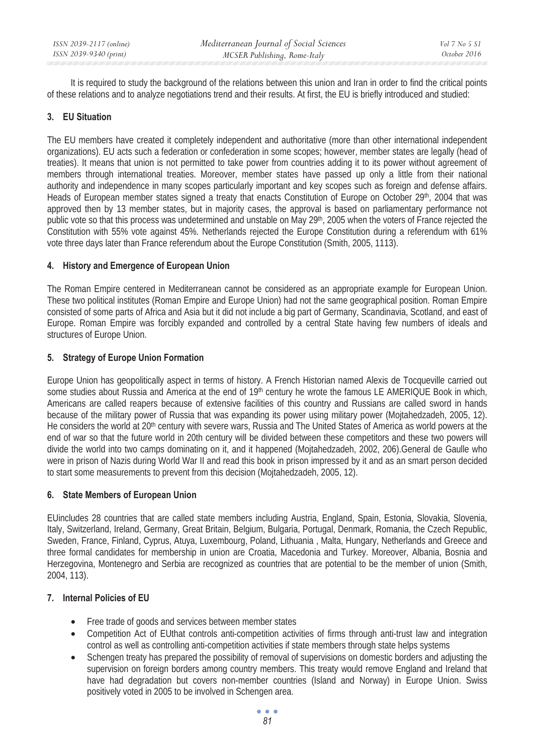It is required to study the background of the relations between this union and Iran in order to find the critical points of these relations and to analyze negotiations trend and their results. At first, the EU is briefly introduced and studied:

## 3. EU Situation

The EU members have created it completely independent and authoritative (more than other international independent organizations). EU acts such a federation or confederation in some scopes; however, member states are legally (head of treaties). It means that union is not permitted to take power from countries adding it to its power without agreement of members through international treaties. Moreover, member states have passed up only a little from their national authority and independence in many scopes particularly important and key scopes such as foreign and defense affairs. Heads of European member states signed a treaty that enacts Constitution of Europe on October 29th, 2004 that was approved then by 13 member states, but in majority cases, the approval is based on parliamentary performance not public vote so that this process was undetermined and unstable on May 29th, 2005 when the voters of France rejected the Constitution with 55% vote against 45%. Netherlands rejected the Europe Constitution during a referendum with 61% vote three days later than France referendum about the Europe Constitution (Smith, 2005, 1113).

## 4. History and Emergence of European Union

The Roman Empire centered in Mediterranean cannot be considered as an appropriate example for European Union. These two political institutes (Roman Empire and Europe Union) had not the same geographical position. Roman Empire consisted of some parts of Africa and Asia but it did not include a big part of Germany, Scandinavia, Scotland, and east of Europe. Roman Empire was forcibly expanded and controlled by a central State having few numbers of ideals and structures of Europe Union.

## 5. Strategy of Europe Union Formation

Europe Union has geopolitically aspect in terms of history. A French Historian named Alexis de Tocqueville carried out some studies about Russia and America at the end of 19th century he wrote the famous LE AMERIQUE Book in which, Americans are called reapers because of extensive facilities of this country and Russians are called sword in hands because of the military power of Russia that was expanding its power using military power (Mojtahedzadeh, 2005, 12). He considers the world at 20th century with severe wars, Russia and The United States of America as world powers at the end of war so that the future world in 20th century will be divided between these competitors and these two powers will divide the world into two camps dominating on it, and it happened (Mojtahedzadeh, 2002, 206).General de Gaulle who were in prison of Nazis during World War II and read this book in prison impressed by it and as an smart person decided to start some measurements to prevent from this decision (Mojtahedzadeh, 2005, 12).

## 6. State Members of European Union

EUincludes 28 countries that are called state members including Austria, England, Spain, Estonia, Slovakia, Slovenia, Italy, Switzerland, Ireland, Germany, Great Britain, Belgium, Bulgaria, Portugal, Denmark, Romania, the Czech Republic, Sweden, France, Finland, Cyprus, Atuya, Luxembourg, Poland, Lithuania , Malta, Hungary, Netherlands and Greece and three formal candidates for membership in union are Croatia, Macedonia and Turkey. Moreover, Albania, Bosnia and Herzegovina, Montenegro and Serbia are recognized as countries that are potential to be the member of union (Smith, 2004, 113).

## 7. Internal Policies of EU

- Free trade of goods and services between member states
- Competition Act of EUthat controls anti-competition activities of firms through anti-trust law and integration control as well as controlling anti-competition activities if state members through state helps systems
- Schengen treaty has prepared the possibility of removal of supervisions on domestic borders and adjusting the supervision on foreign borders among country members. This treaty would remove England and Ireland that have had degradation but covers non-member countries (Island and Norway) in Europe Union. Swiss positively voted in 2005 to be involved in Schengen area.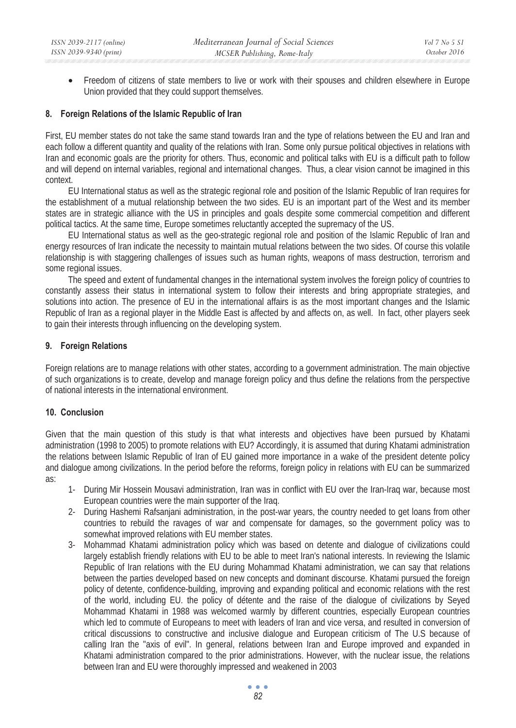- Freedom of citizens of state members to live or work with their spouses and children elsewhere in Europe Union provided that they could support themselves.

## 8. Foreign Relations of the Islamic Republic of Iran

First, EU member states do not take the same stand towards Iran and the type of relations between the EU and Iran and each follow a different quantity and quality of the relations with Iran. Some only pursue political objectives in relations with Iran and economic goals are the priority for others. Thus, economic and political talks with EU is a difficult path to follow and will depend on internal variables, regional and international changes. Thus, a clear vision cannot be imagined in this context.

EU International status as well as the strategic regional role and position of the Islamic Republic of Iran requires for the establishment of a mutual relationship between the two sides. EU is an important part of the West and its member states are in strategic alliance with the US in principles and goals despite some commercial competition and different political tactics. At the same time, Europe sometimes reluctantly accepted the supremacy of the US.

EU International status as well as the geo-strategic regional role and position of the Islamic Republic of Iran and energy resources of Iran indicate the necessity to maintain mutual relations between the two sides. Of course this volatile relationship is with staggering challenges of issues such as human rights, weapons of mass destruction, terrorism and some regional issues.

The speed and extent of fundamental changes in the international system involves the foreign policy of countries to constantly assess their status in international system to follow their interests and bring appropriate strategies, and solutions into action. The presence of EU in the international affairs is as the most important changes and the Islamic Republic of Iran as a regional player in the Middle East is affected by and affects on, as well. In fact, other players seek to gain their interests through influencing on the developing system.

## 9. Foreign Relations

Foreign relations are to manage relations with other states, according to a government administration. The main objective of such organizations is to create, develop and manage foreign policy and thus define the relations from the perspective of national interests in the international environment.

## 10. Conclusion

Given that the main question of this study is that what interests and objectives have been pursued by Khatami administration (1998 to 2005) to promote relations with EU? Accordingly, it is assumed that during Khatami administration the relations between Islamic Republic of Iran of EU gained more importance in a wake of the president detente policy and dialogue among civilizations. In the period before the reforms, foreign policy in relations with EU can be summarized as:

1- During Mir Hossein Mousavi administration, Iran was in conflict with EU over the Iran-Iraq war, because most European countries were the main supporter of the Iraq.

2- During Hashemi Rafsanjani administration, in the post-war years, the country needed to get loans from other countries to rebuild the ravages of war and compensate for damages, so the government policy was to somewhat improved relations with EU member states.

3- Mohammad Khatami administration policy which was based on detente and dialogue of civilizations could largely establish friendly relations with EU to be able to meet Iran's national interests. In reviewing the Islamic Republic of Iran relations with the EU during Mohammad Khatami administration, we can say that relations between the parties developed based on new concepts and dominant discourse. Khatami pursued the foreign policy of detente, confidence-building, improving and expanding political and economic relations with the rest of the world, including EU. the policy of détente and the raise of the dialogue of civilizations by Seyed Mohammad Khatami in 1988 was welcomed warmly by different countries, especially European countries which led to commute of Europeans to meet with leaders of Iran and vice versa, and resulted in conversion of critical discussions to constructive and inclusive dialogue and European criticism of The U.S because of calling Iran the "axis of evil". In general, relations between Iran and Europe improved and expanded in Khatami administration compared to the prior administrations. However, with the nuclear issue, the relations between Iran and EU were thoroughly impressed and weakened in 2003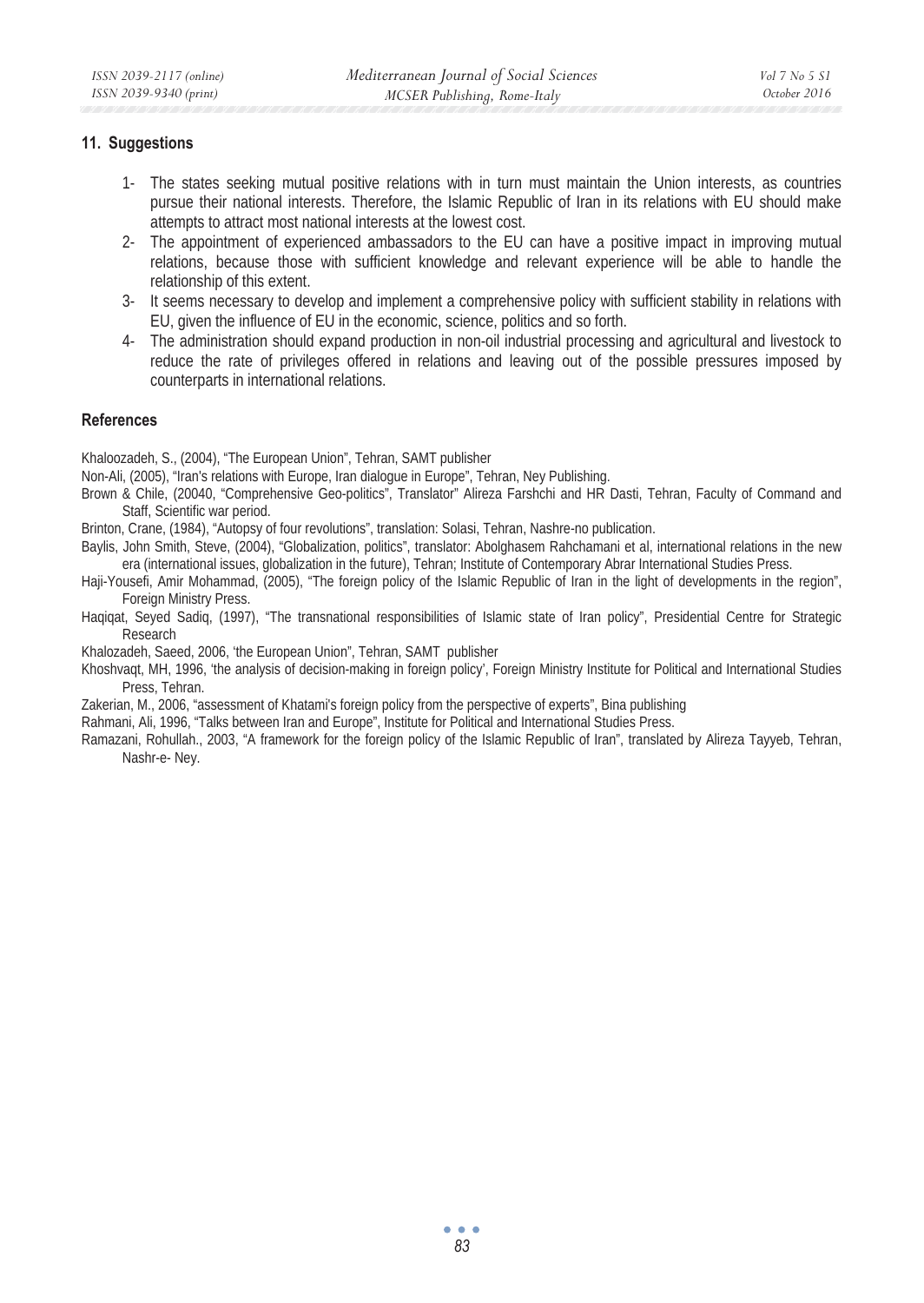## 11. Suggestions

1- The states seeking mutual positive relations with in turn must maintain the Union interests, as countries pursue their national interests. Therefore, the Islamic Republic of Iran in its relations with EU should make attempts to attract most national interests at the lowest cost.
2- The appointment of experienced ambassadors to the EU can have a positive impact in improving mutual relations, because those with sufficient knowledge and relevant experience will be able to handle the relationship of this extent.
3- It seems necessary to develop and implement a comprehensive policy with sufficient stability in relations with EU, given the influence of EU in the economic, science, politics and so forth.
4- The administration should expand production in non-oil industrial processing and agricultural and livestock to reduce the rate of privileges offered in relations and leaving out of the possible pressures imposed by counterparts in international relations.

## References

Khaloozadeh, S., (2004), "The European Union", Tehran, SAMT publisher

Non-Ali, (2005), "Iran's relations with Europe, Iran dialogue in Europe", Tehran, Ney Publishing.

Brown & Chile, (20040, "Comprehensive Geo-politics", Translator" Alireza Farshchi and HR Dasti, Tehran, Faculty of Command and Staff, Scientific war period.

Brinton, Crane, (1984), "Autopsy of four revolutions", translation: Solasi, Tehran, Nashre-no publication.

Baylis, John Smith, Steve, (2004), "Globalization, politics", translator: Abolghasem Rahchamani et al, international relations in the new era (international issues, globalization in the future), Tehran; Institute of Contemporary Abrar International Studies Press.

Haji-Yousefi, Amir Mohammad, (2005), "The foreign policy of the Islamic Republic of Iran in the light of developments in the region", Foreign Ministry Press.

Haqiqat, Seyed Sadiq, (1997), "The transnational responsibilities of Islamic state of Iran policy", Presidential Centre for Strategic Research

Khalozadeh, Saeed, 2006, 'the European Union", Tehran, SAMT publisher

Khoshvaqt, MH, 1996, 'the analysis of decision-making in foreign policy', Foreign Ministry Institute for Political and International Studies Press, Tehran.

Zakerian, M., 2006, "assessment of Khatami's foreign policy from the perspective of experts", Bina publishing

Rahmani, Ali, 1996, "Talks between Iran and Europe", Institute for Political and International Studies Press.

Ramazani, Rohullah., 2003, "A framework for the foreign policy of the Islamic Republic of Iran", translated by Alireza Tayyeb, Tehran, Nashr-e- Ney.